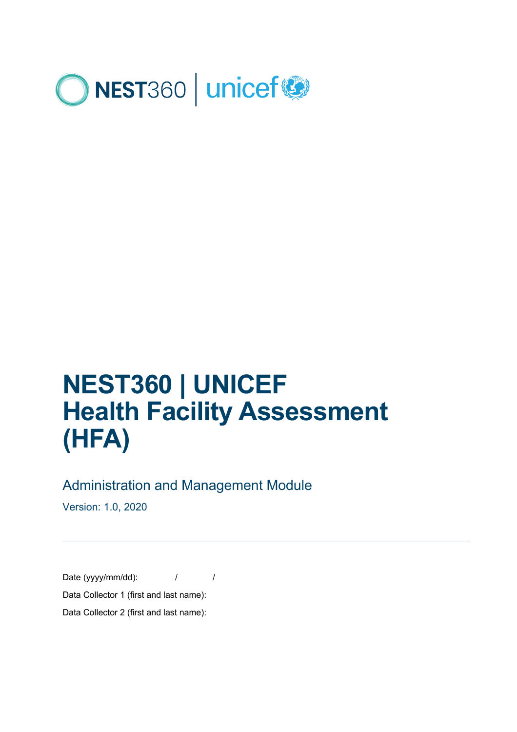NEST360 | unicef

# NEST360 | UNICEF
# Health Facility Assessment (HFA)

## Administration and Management Module

Version: 1.0, 2020

---

Date (yyyy/mm/dd): / /

Data Collector 1 (first and last name):

Data Collector 2 (first and last name):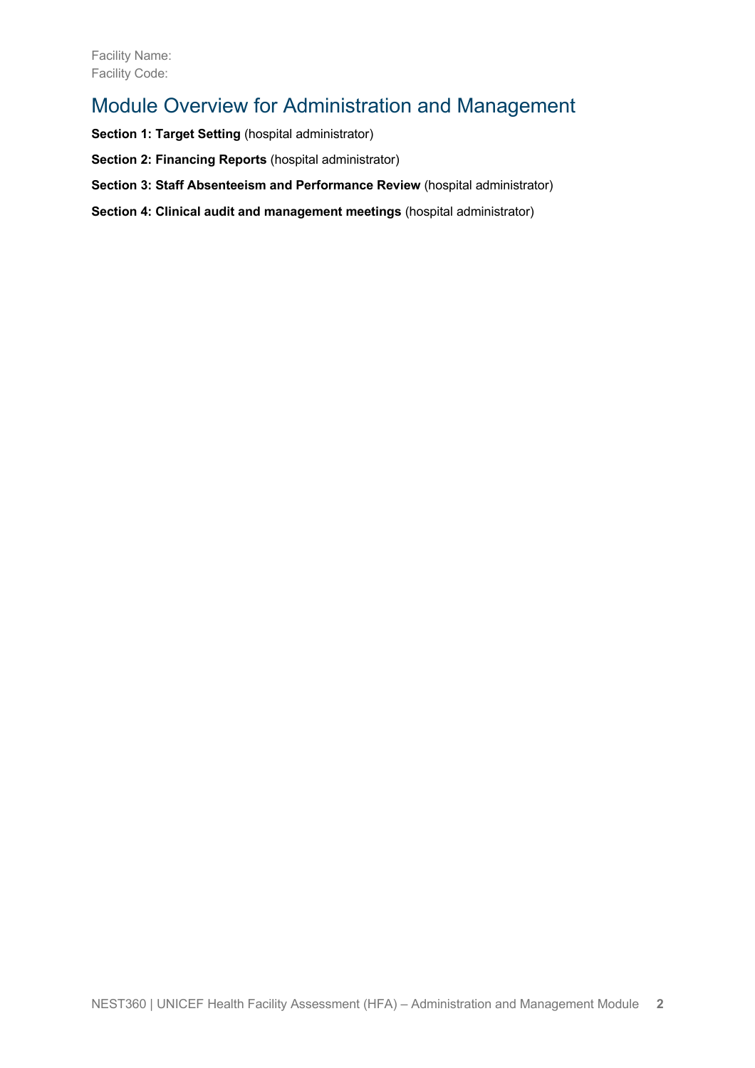Facility Name:
Facility Code:

## Module Overview for Administration and Management

**Section 1: Target Setting** (hospital administrator)

**Section 2: Financing Reports** (hospital administrator)

**Section 3: Staff Absenteeism and Performance Review** (hospital administrator)

**Section 4: Clinical audit and management meetings** (hospital administrator)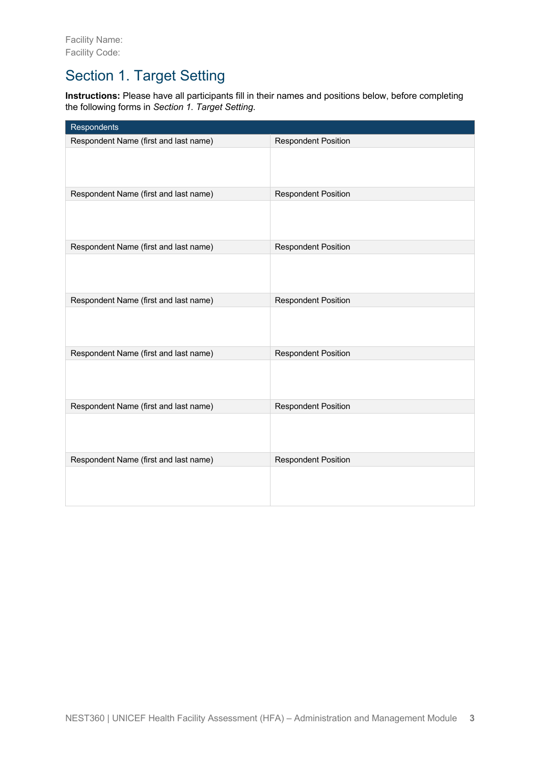Facility Name:
Facility Code:

# Section 1. Target Setting

**Instructions:** Please have all participants fill in their names and positions below, before completing the following forms in *Section 1. Target Setting*.

| Respondents | |
|---|---|
| Respondent Name (first and last name) | Respondent Position |
| | |
| Respondent Name (first and last name) | Respondent Position |
| | |
| Respondent Name (first and last name) | Respondent Position |
| | |
| Respondent Name (first and last name) | Respondent Position |
| | |
| Respondent Name (first and last name) | Respondent Position |
| | |
| Respondent Name (first and last name) | Respondent Position |
| | |
| Respondent Name (first and last name) | Respondent Position |
| | |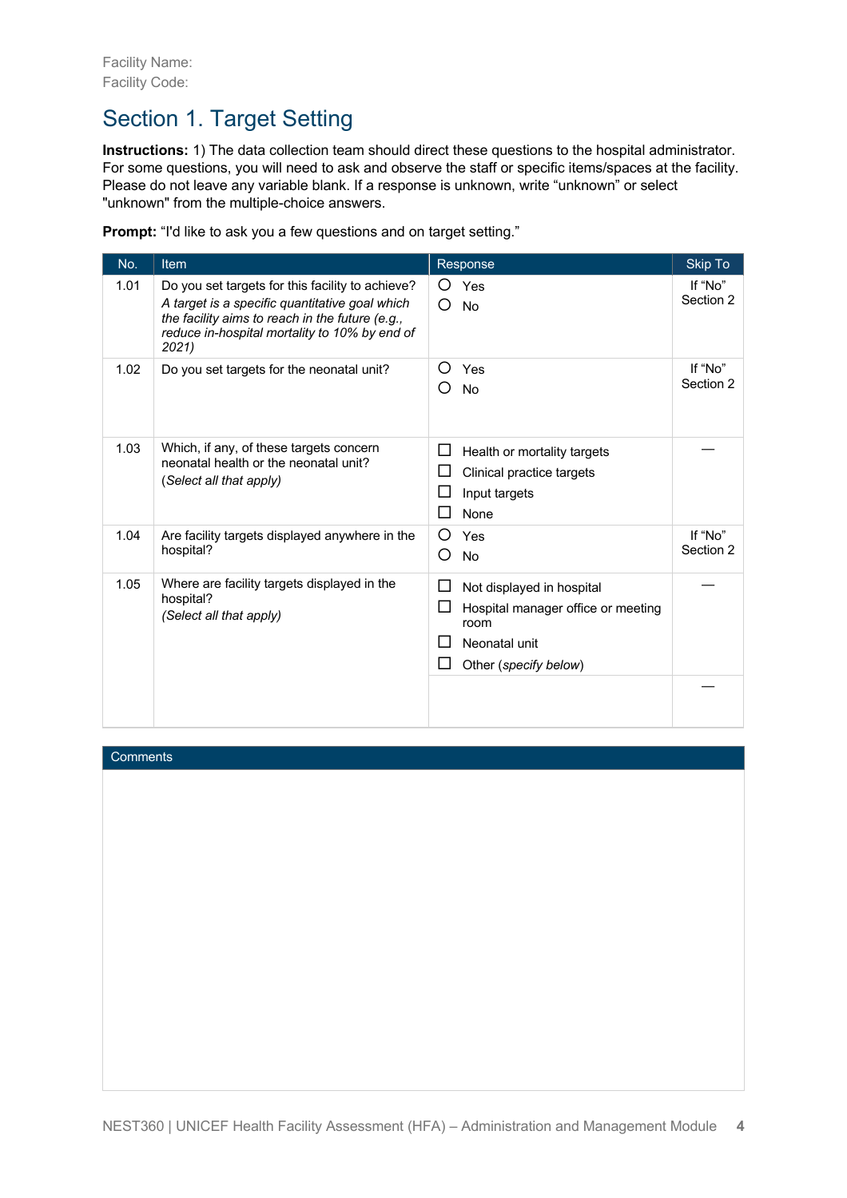Facility Name:
Facility Code:

# Section 1. Target Setting

**Instructions:** 1) The data collection team should direct these questions to the hospital administrator. For some questions, you will need to ask and observe the staff or specific items/spaces at the facility. Please do not leave any variable blank. If a response is unknown, write "unknown" or select "unknown" from the multiple-choice answers.

**Prompt:** "I'd like to ask you a few questions and on target setting."

| No. | Item | Response | Skip To |
|---|---|---|---|
| 1.01 | Do you set targets for this facility to achieve? *A target is a specific quantitative goal which the facility aims to reach in the future (e.g., reduce in-hospital mortality to 10% by end of 2021)* | ○ Yes<br>○ No | If "No" Section 2 |
| 1.02 | Do you set targets for the neonatal unit? | ○ Yes<br>○ No | If "No" Section 2 |
| 1.03 | Which, if any, of these targets concern neonatal health or the neonatal unit? (*Select all that apply*) | ☐ Health or mortality targets<br>☐ Clinical practice targets<br>☐ Input targets<br>☐ None | — |
| 1.04 | Are facility targets displayed anywhere in the hospital? | ○ Yes<br>○ No | If "No" Section 2 |
| 1.05 | Where are facility targets displayed in the hospital? *(Select all that apply)* | ☐ Not displayed in hospital<br>☐ Hospital manager office or meeting room<br>☐ Neonatal unit<br>☐ Other (*specify below*) | — |
| | | | — |

| Comments |
|---|
| |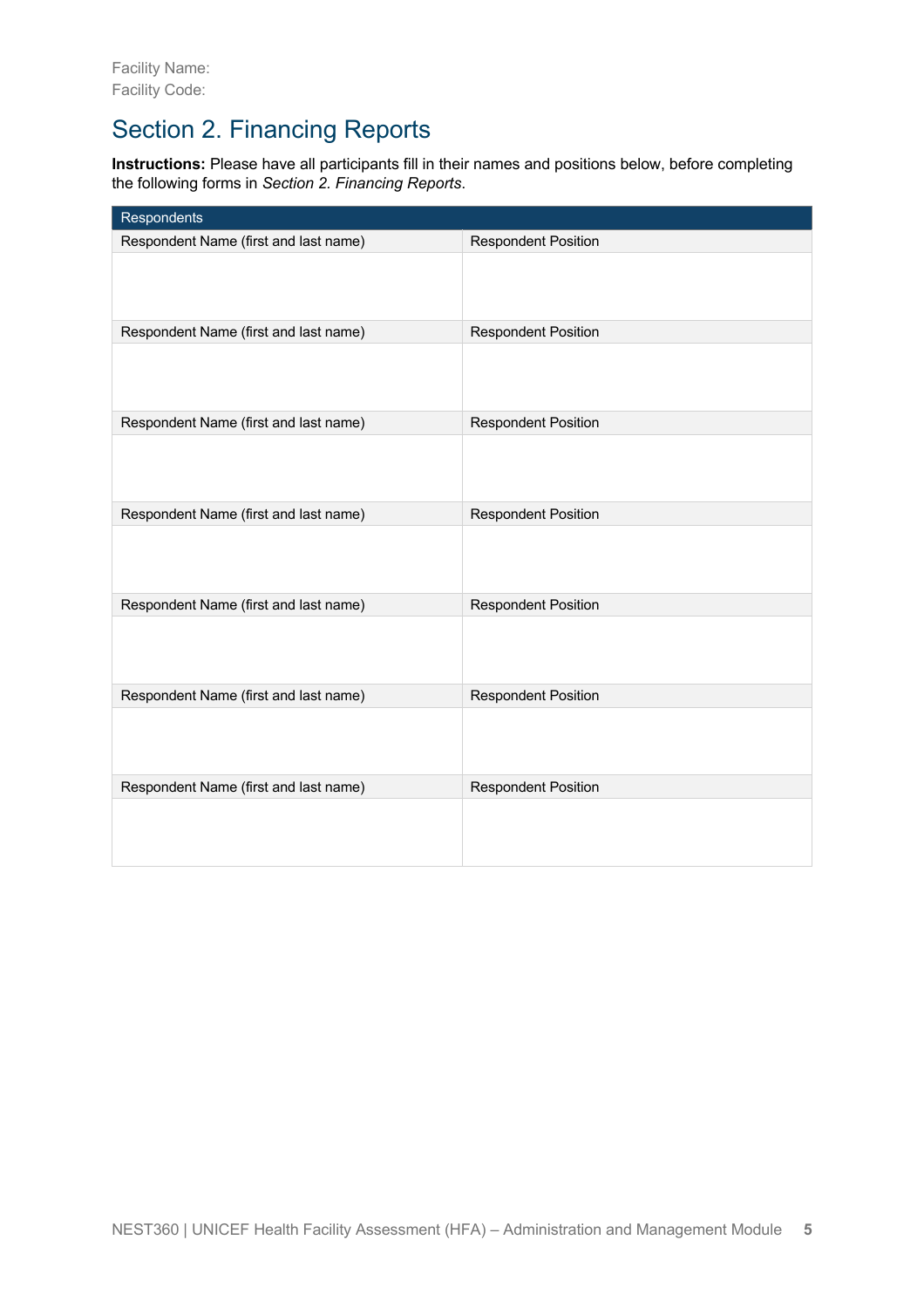Facility Name:
Facility Code:

## Section 2. Financing Reports

**Instructions:** Please have all participants fill in their names and positions below, before completing the following forms in *Section 2. Financing Reports*.

| Respondents | |
|---|---|
| Respondent Name (first and last name) | Respondent Position |
| | |
| Respondent Name (first and last name) | Respondent Position |
| | |
| Respondent Name (first and last name) | Respondent Position |
| | |
| Respondent Name (first and last name) | Respondent Position |
| | |
| Respondent Name (first and last name) | Respondent Position |
| | |
| Respondent Name (first and last name) | Respondent Position |
| | |
| Respondent Name (first and last name) | Respondent Position |
| | |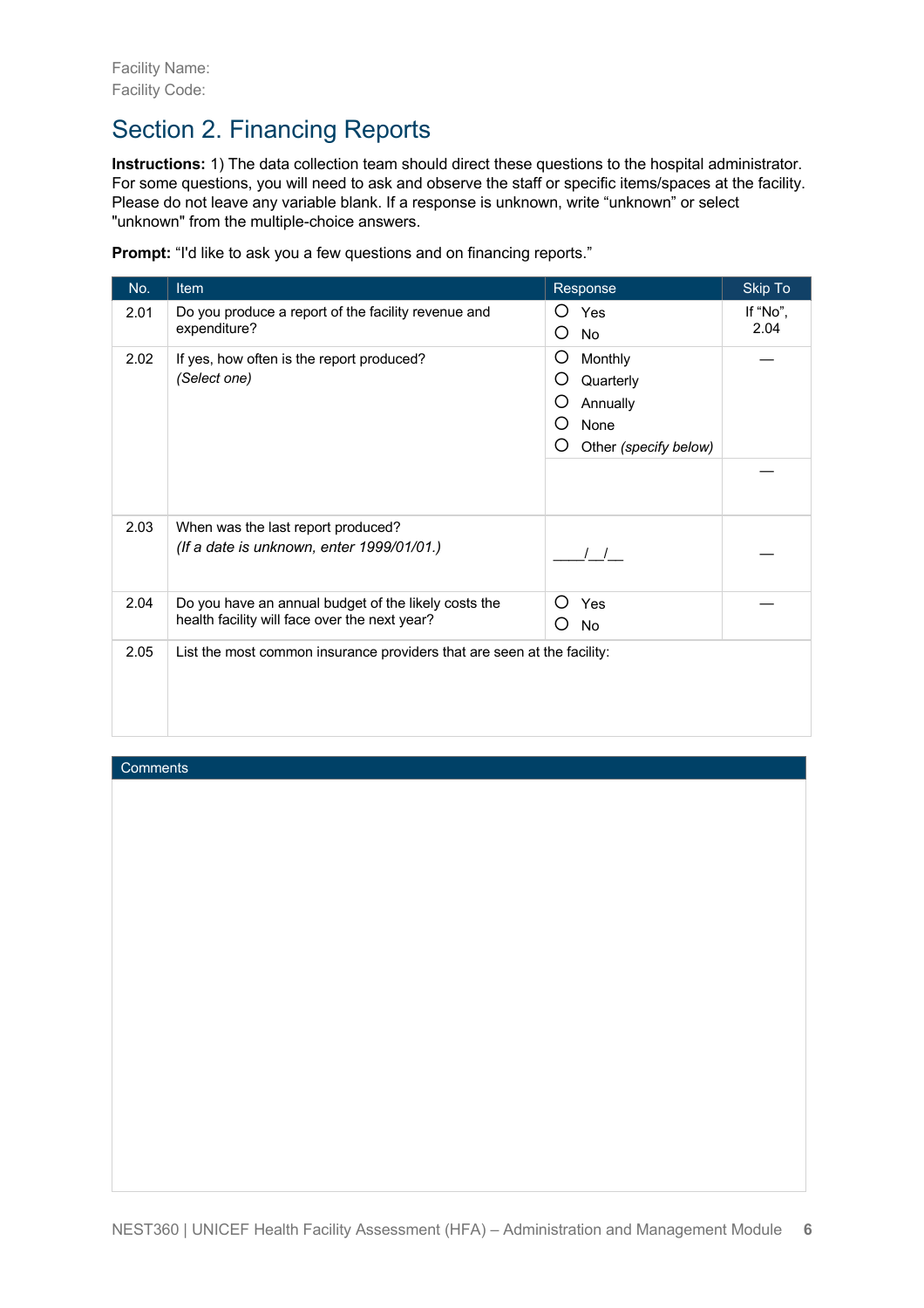Facility Name:
Facility Code:

# Section 2. Financing Reports

**Instructions:** 1) The data collection team should direct these questions to the hospital administrator. For some questions, you will need to ask and observe the staff or specific items/spaces at the facility. Please do not leave any variable blank. If a response is unknown, write "unknown" or select "unknown" from the multiple-choice answers.

**Prompt:** "I'd like to ask you a few questions and on financing reports."

| No. | Item | Response | Skip To |
|---|---|---|---|
| 2.01 | Do you produce a report of the facility revenue and expenditure? | ○ Yes<br>○ No | If "No", 2.04 |
| 2.02 | If yes, how often is the report produced?<br>*(Select one)* | ○ Monthly<br>○ Quarterly<br>○ Annually<br>○ None<br>○ Other *(specify below)* | — |
| | | | — |
| 2.03 | When was the last report produced?<br>*(If a date is unknown, enter 1999/01/01.)* | ____/__/__ | — |
| 2.04 | Do you have an annual budget of the likely costs the health facility will face over the next year? | ○ Yes<br>○ No | — |
| 2.05 | List the most common insurance providers that are seen at the facility: | | |

| Comments |
|---|
| |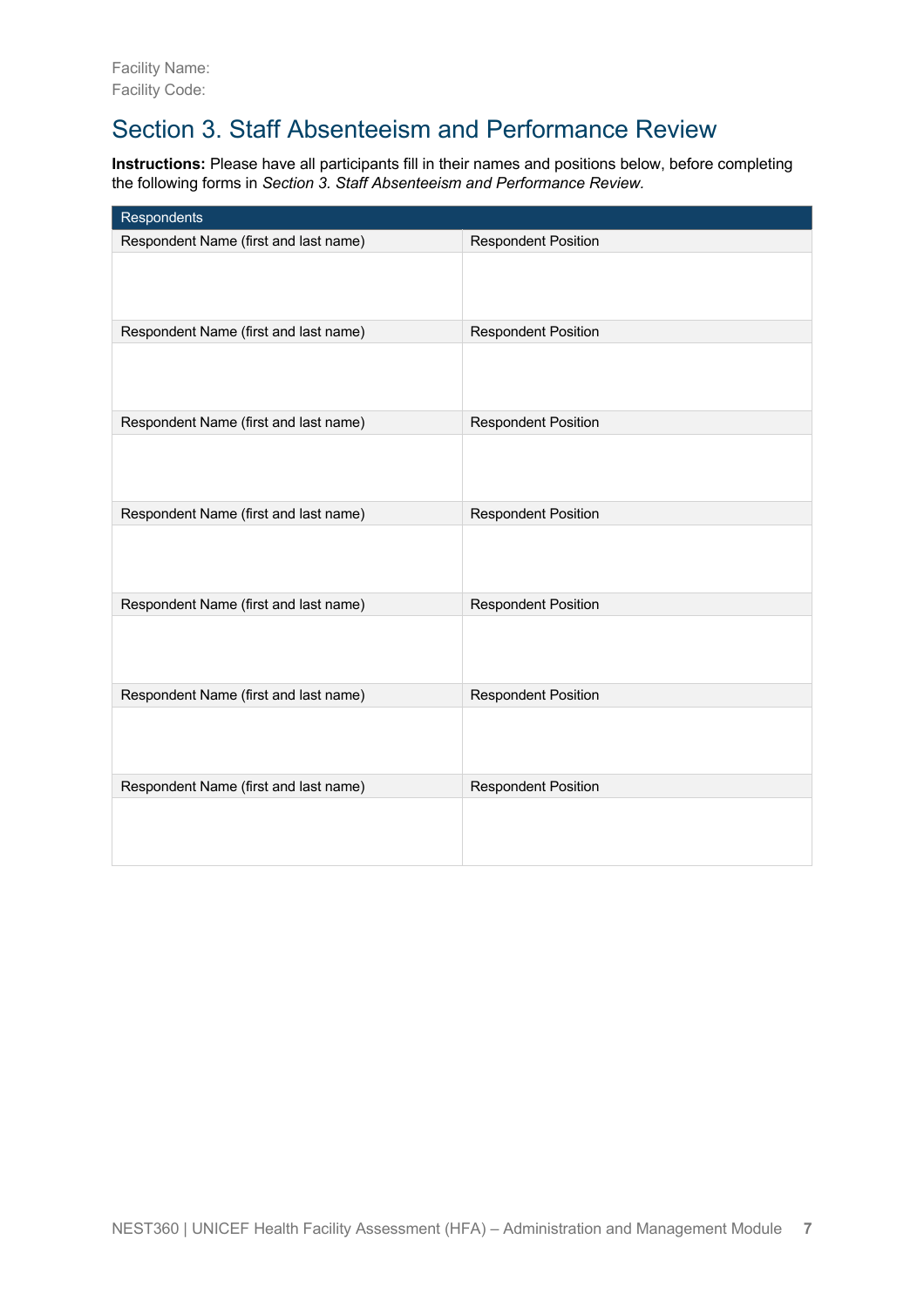Facility Name:
Facility Code:

## Section 3. Staff Absenteeism and Performance Review

**Instructions:** Please have all participants fill in their names and positions below, before completing the following forms in *Section 3. Staff Absenteeism and Performance Review.*

| Respondents | |
|---|---|
| Respondent Name (first and last name) | Respondent Position |
| | |
| Respondent Name (first and last name) | Respondent Position |
| | |
| Respondent Name (first and last name) | Respondent Position |
| | |
| Respondent Name (first and last name) | Respondent Position |
| | |
| Respondent Name (first and last name) | Respondent Position |
| | |
| Respondent Name (first and last name) | Respondent Position |
| | |
| Respondent Name (first and last name) | Respondent Position |
| | |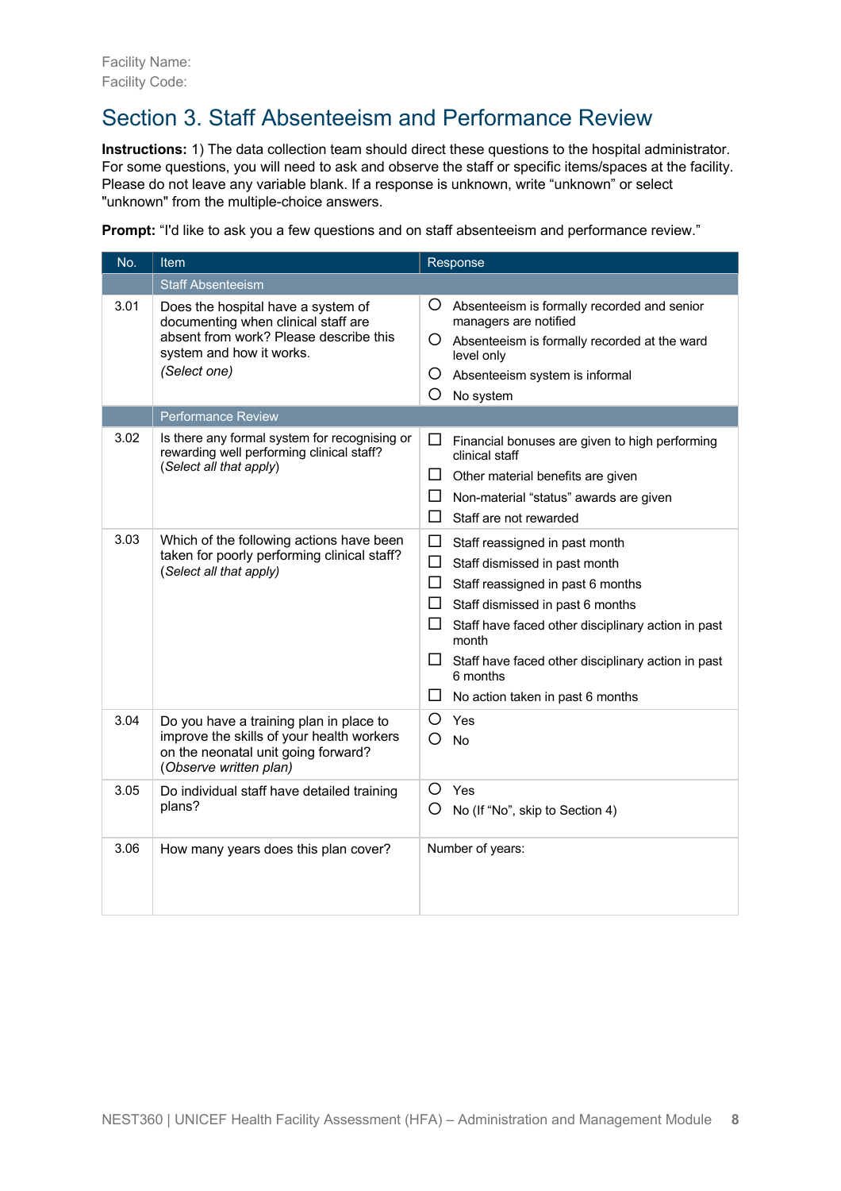Facility Name:
Facility Code:

## Section 3. Staff Absenteeism and Performance Review

**Instructions:** 1) The data collection team should direct these questions to the hospital administrator. For some questions, you will need to ask and observe the staff or specific items/spaces at the facility. Please do not leave any variable blank. If a response is unknown, write "unknown" or select "unknown" from the multiple-choice answers.

**Prompt:** "I'd like to ask you a few questions and on staff absenteeism and performance review."

| No. | Item | Response |
|---|---|---|
| | Staff Absenteeism | |
| 3.01 | Does the hospital have a system of documenting when clinical staff are absent from work? Please describe this system and how it works. *(Select one)* | ○ Absenteeism is formally recorded and senior managers are notified<br>○ Absenteeism is formally recorded at the ward level only<br>○ Absenteeism system is informal<br>○ No system |
| | Performance Review | |
| 3.02 | Is there any formal system for recognising or rewarding well performing clinical staff? (*Select all that apply*) | ☐ Financial bonuses are given to high performing clinical staff<br>☐ Other material benefits are given<br>☐ Non-material "status" awards are given<br>☐ Staff are not rewarded |
| 3.03 | Which of the following actions have been taken for poorly performing clinical staff? (*Select all that apply*) | ☐ Staff reassigned in past month<br>☐ Staff dismissed in past month<br>☐ Staff reassigned in past 6 months<br>☐ Staff dismissed in past 6 months<br>☐ Staff have faced other disciplinary action in past month<br>☐ Staff have faced other disciplinary action in past 6 months<br>☐ No action taken in past 6 months |
| 3.04 | Do you have a training plan in place to improve the skills of your health workers on the neonatal unit going forward? (*Observe written plan)* | ○ Yes<br>○ No |
| 3.05 | Do individual staff have detailed training plans? | ○ Yes<br>○ No (If "No", skip to Section 4) |
| 3.06 | How many years does this plan cover? | Number of years: |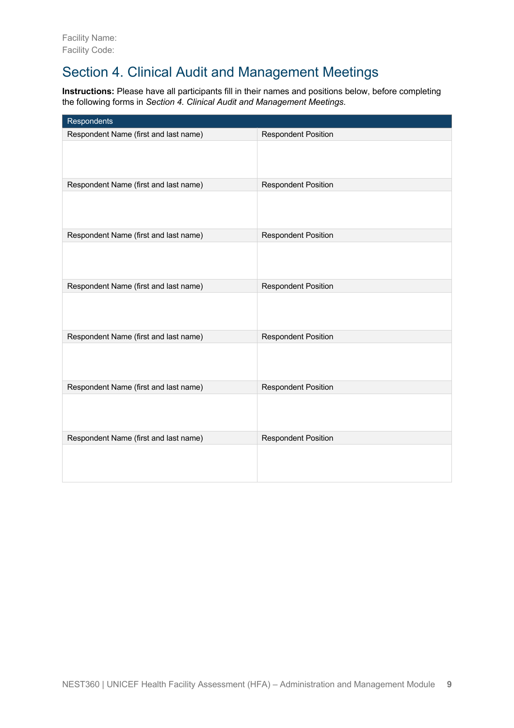Facility Name:
Facility Code:

## Section 4. Clinical Audit and Management Meetings

**Instructions:** Please have all participants fill in their names and positions below, before completing the following forms in *Section 4. Clinical Audit and Management Meetings.*

| Respondents | |
|---|---|
| Respondent Name (first and last name) | Respondent Position |
| | |
| Respondent Name (first and last name) | Respondent Position |
| | |
| Respondent Name (first and last name) | Respondent Position |
| | |
| Respondent Name (first and last name) | Respondent Position |
| | |
| Respondent Name (first and last name) | Respondent Position |
| | |
| Respondent Name (first and last name) | Respondent Position |
| | |
| Respondent Name (first and last name) | Respondent Position |
| | |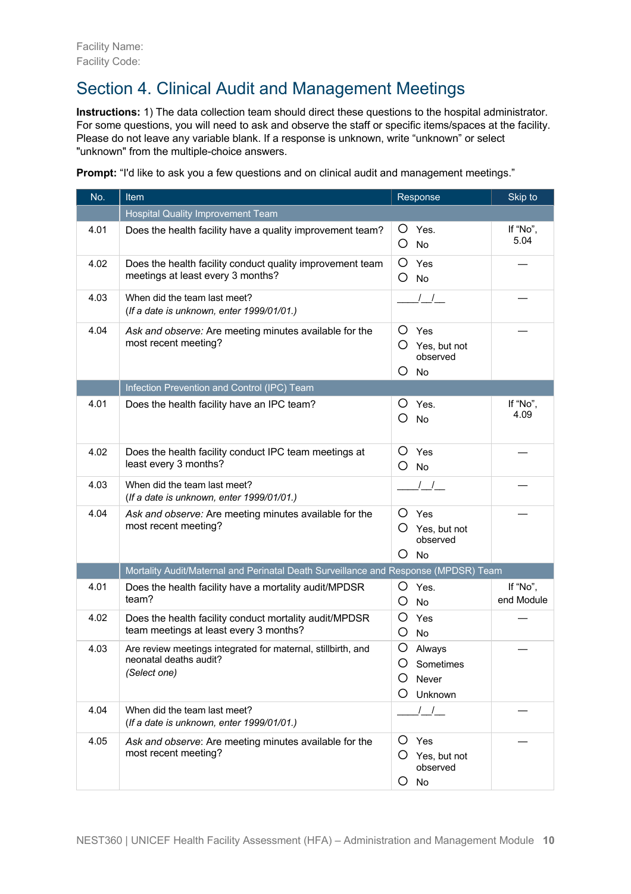Facility Name:
Facility Code:

# Section 4. Clinical Audit and Management Meetings

**Instructions:** 1) The data collection team should direct these questions to the hospital administrator. For some questions, you will need to ask and observe the staff or specific items/spaces at the facility. Please do not leave any variable blank. If a response is unknown, write "unknown" or select "unknown" from the multiple-choice answers.

**Prompt:** "I'd like to ask you a few questions and on clinical audit and management meetings."

| No. | Item | Response | Skip to |
|---|---|---|---|
| | Hospital Quality Improvement Team | | |
| 4.01 | Does the health facility have a quality improvement team? | ○ Yes.<br>○ No | If "No", 5.04 |
| 4.02 | Does the health facility conduct quality improvement team meetings at least every 3 months? | ○ Yes<br>○ No | — |
| 4.03 | When did the team last meet?<br>*(If a date is unknown, enter 1999/01/01.)* | ____/__/__ | — |
| 4.04 | *Ask and observe:* Are meeting minutes available for the most recent meeting? | ○ Yes<br>○ Yes, but not observed<br>○ No | — |
| | Infection Prevention and Control (IPC) Team | | |
| 4.01 | Does the health facility have an IPC team? | ○ Yes.<br>○ No | If "No", 4.09 |
| 4.02 | Does the health facility conduct IPC team meetings at least every 3 months? | ○ Yes<br>○ No | — |
| 4.03 | When did the team last meet?<br>*(If a date is unknown, enter 1999/01/01.)* | ____/__/__ | — |
| 4.04 | *Ask and observe:* Are meeting minutes available for the most recent meeting? | ○ Yes<br>○ Yes, but not observed<br>○ No | — |
| | Mortality Audit/Maternal and Perinatal Death Surveillance and Response (MPDSR) Team | | |
| 4.01 | Does the health facility have a mortality audit/MPDSR team? | ○ Yes.<br>○ No | If "No", end Module |
| 4.02 | Does the health facility conduct mortality audit/MPDSR team meetings at least every 3 months? | ○ Yes<br>○ No | — |
| 4.03 | Are review meetings integrated for maternal, stillbirth, and neonatal deaths audit?<br>*(Select one)* | ○ Always<br>○ Sometimes<br>○ Never<br>○ Unknown | — |
| 4.04 | When did the team last meet?<br>*(If a date is unknown, enter 1999/01/01.)* | ____/__/__ | — |
| 4.05 | *Ask and observe*: Are meeting minutes available for the most recent meeting? | ○ Yes<br>○ Yes, but not observed<br>○ No | — |